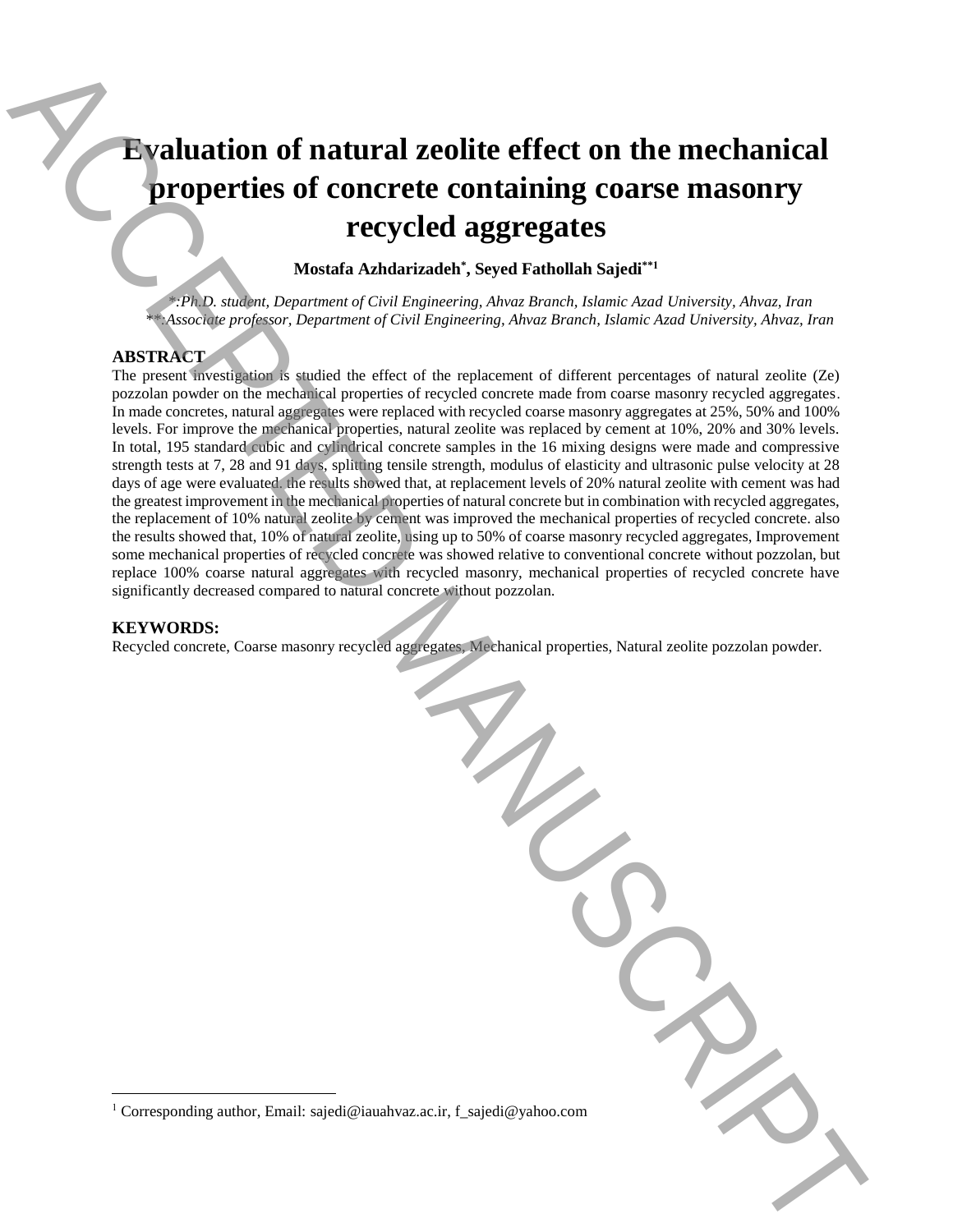# Evaluation of natural zeolite effect on the mechanical properties of concrete containing coarse masonry recycled aggregates

**Mostafa Azhdarizadeh*, Seyed Fathollah Sajedi**[1]**

*\*:Ph.D. student, Department of Civil Engineering, Ahvaz Branch, Islamic Azad University, Ahvaz, Iran*
*\*\*:Associate professor, Department of Civil Engineering, Ahvaz Branch, Islamic Azad University, Ahvaz, Iran*

## ABSTRACT

The present investigation is studied the effect of the replacement of different percentages of natural zeolite (Ze) pozzolan powder on the mechanical properties of recycled concrete made from coarse masonry recycled aggregates. In made concretes, natural aggregates were replaced with recycled coarse masonry aggregates at 25%, 50% and 100% levels. For improve the mechanical properties, natural zeolite was replaced by cement at 10%, 20% and 30% levels. In total, 195 standard cubic and cylindrical concrete samples in the 16 mixing designs were made and compressive strength tests at 7, 28 and 91 days, splitting tensile strength, modulus of elasticity and ultrasonic pulse velocity at 28 days of age were evaluated. the results showed that, at replacement levels of 20% natural zeolite with cement was had the greatest improvement in the mechanical properties of natural concrete but in combination with recycled aggregates, the replacement of 10% natural zeolite by cement was improved the mechanical properties of recycled concrete. also the results showed that, 10% of natural zeolite, using up to 50% of coarse masonry recycled aggregates, Improvement some mechanical properties of recycled concrete was showed relative to conventional concrete without pozzolan, but replace 100% coarse natural aggregates with recycled masonry, mechanical properties of recycled concrete have significantly decreased compared to natural concrete without pozzolan.

## KEYWORDS:

Recycled concrete, Coarse masonry recycled aggregates, Mechanical properties, Natural zeolite pozzolan powder.

---

[1] Corresponding author, Email: sajedi@iauahvaz.ac.ir, f_sajedi@yahoo.com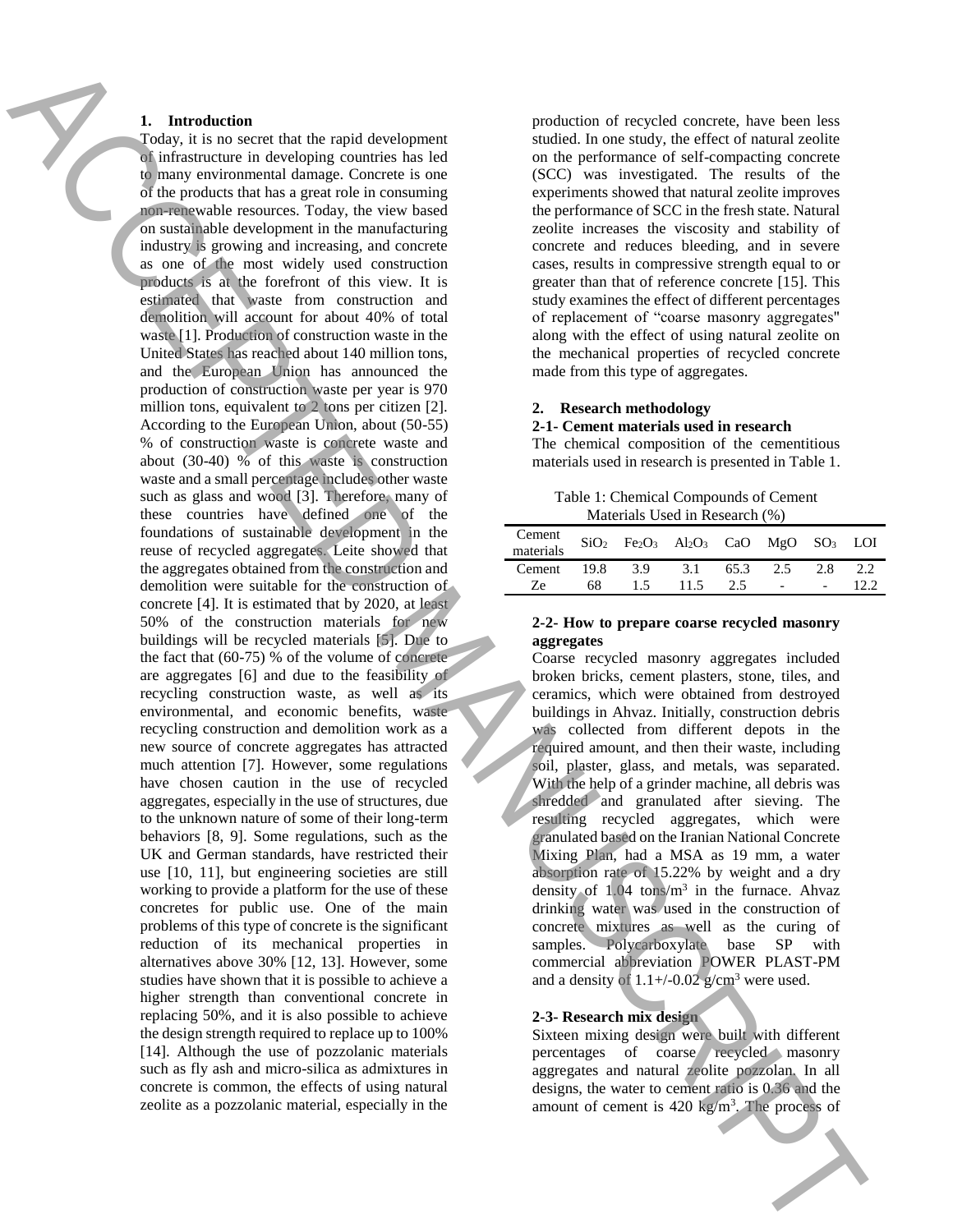## 1. Introduction

Today, it is no secret that the rapid development of infrastructure in developing countries has led to many environmental damage. Concrete is one of the products that has a great role in consuming non-renewable resources. Today, the view based on sustainable development in the manufacturing industry is growing and increasing, and concrete as one of the most widely used construction products is at the forefront of this view. It is estimated that waste from construction and demolition will account for about 40% of total waste [1]. Production of construction waste in the United States has reached about 140 million tons, and the European Union has announced the production of construction waste per year is 970 million tons, equivalent to 2 tons per citizen [2]. According to the European Union, about (50-55) % of construction waste is concrete waste and about (30-40) % of this waste is construction waste and a small percentage includes other waste such as glass and wood [3]. Therefore, many of these countries have defined one of the foundations of sustainable development in the reuse of recycled aggregates. Leite showed that the aggregates obtained from the construction and demolition were suitable for the construction of concrete [4]. It is estimated that by 2020, at least 50% of the construction materials for new buildings will be recycled materials [5]. Due to the fact that (60-75) % of the volume of concrete are aggregates [6] and due to the feasibility of recycling construction waste, as well as its environmental, and economic benefits, waste recycling construction and demolition work as a new source of concrete aggregates has attracted much attention [7]. However, some regulations have chosen caution in the use of recycled aggregates, especially in the use of structures, due to the unknown nature of some of their long-term behaviors [8, 9]. Some regulations, such as the UK and German standards, have restricted their use [10, 11], but engineering societies are still working to provide a platform for the use of these concretes for public use. One of the main problems of this type of concrete is the significant reduction of its mechanical properties in alternatives above 30% [12, 13]. However, some studies have shown that it is possible to achieve a higher strength than conventional concrete in replacing 50%, and it is also possible to achieve the design strength required to replace up to 100% [14]. Although the use of pozzolanic materials such as fly ash and micro-silica as admixtures in concrete is common, the effects of using natural zeolite as a pozzolanic material, especially in the production of recycled concrete, have been less studied. In one study, the effect of natural zeolite on the performance of self-compacting concrete (SCC) was investigated. The results of the experiments showed that natural zeolite improves the performance of SCC in the fresh state. Natural zeolite increases the viscosity and stability of concrete and reduces bleeding, and in severe cases, results in compressive strength equal to or greater than that of reference concrete [15]. This study examines the effect of different percentages of replacement of "coarse masonry aggregates" along with the effect of using natural zeolite on the mechanical properties of recycled concrete made from this type of aggregates.

## 2. Research methodology

### 2-1- Cement materials used in research

The chemical composition of the cementitious materials used in research is presented in Table 1.

Table 1: Chemical Compounds of Cement Materials Used in Research (%)

| Cement materials | $SiO_2$ | $Fe_2O_3$ | $Al_2O_3$ | CaO | MgO | $SO_3$ | LOI |
|---|---|---|---|---|---|---|---|
| Cement | 19.8 | 3.9 | 3.1 | 65.3 | 2.5 | 2.8 | 2.2 |
| Ze | 68 | 1.5 | 11.5 | 2.5 | - | - | 12.2 |

### 2-2- How to prepare coarse recycled masonry aggregates

Coarse recycled masonry aggregates included broken bricks, cement plasters, stone, tiles, and ceramics, which were obtained from destroyed buildings in Ahvaz. Initially, construction debris was collected from different depots in the required amount, and then their waste, including soil, plaster, glass, and metals, was separated. With the help of a grinder machine, all debris was shredded and granulated after sieving. The resulting recycled aggregates, which were granulated based on the Iranian National Concrete Mixing Plan, had a MSA as 19 mm, a water absorption rate of 15.22% by weight and a dry density of 1.04 tons/m$^3$ in the furnace. Ahvaz drinking water was used in the construction of concrete mixtures as well as the curing of samples. Polycarboxylate base SP with commercial abbreviation POWER PLAST-PM and a density of 1.1+/-0.02 g/cm$^3$ were used.

### 2-3- Research mix design

Sixteen mixing design were built with different percentages of coarse recycled masonry aggregates and natural zeolite pozzolan. In all designs, the water to cement ratio is 0.36 and the amount of cement is 420 kg/m$^3$. The process of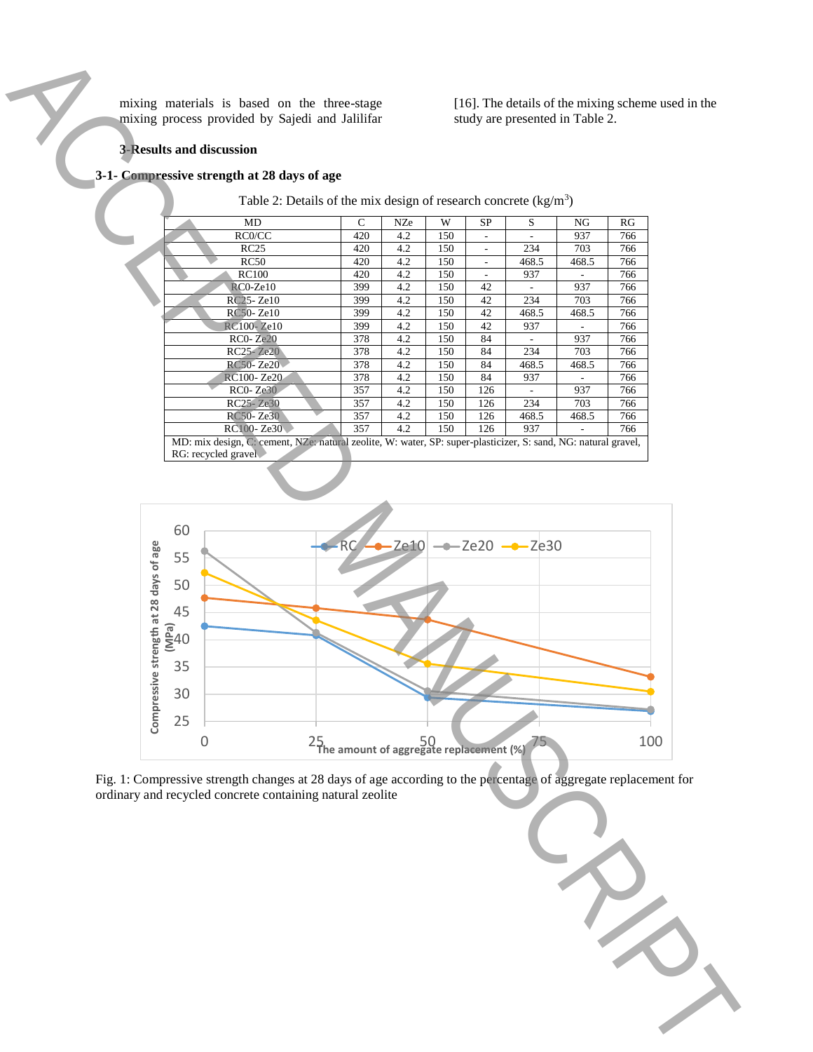mixing materials is based on the three-stage mixing process provided by Sajedi and Jalilifar [16]. The details of the mixing scheme used in the study are presented in Table 2.

## 3-Results and discussion

### 3-1- Compressive strength at 28 days of age

Table 2: Details of the mix design of research concrete (kg/m$^3$)

| MD | C | NZe | W | SP | S | NG | RG |
|---|---|---|---|---|---|---|---|
| RC0/CC | 420 | 4.2 | 150 | - | - | 937 | 766 |
| RC25 | 420 | 4.2 | 150 | - | 234 | 703 | 766 |
| RC50 | 420 | 4.2 | 150 | - | 468.5 | 468.5 | 766 |
| RC100 | 420 | 4.2 | 150 | - | 937 | - | 766 |
| RC0-Ze10 | 399 | 4.2 | 150 | 42 | - | 937 | 766 |
| RC25- Ze10 | 399 | 4.2 | 150 | 42 | 234 | 703 | 766 |
| RC50- Ze10 | 399 | 4.2 | 150 | 42 | 468.5 | 468.5 | 766 |
| RC100- Ze10 | 399 | 4.2 | 150 | 42 | 937 | - | 766 |
| RC0- Ze20 | 378 | 4.2 | 150 | 84 | - | 937 | 766 |
| RC25- Ze20 | 378 | 4.2 | 150 | 84 | 234 | 703 | 766 |
| RC50- Ze20 | 378 | 4.2 | 150 | 84 | 468.5 | 468.5 | 766 |
| RC100- Ze20 | 378 | 4.2 | 150 | 84 | 937 | - | 766 |
| RC0- Ze30 | 357 | 4.2 | 150 | 126 | - | 937 | 766 |
| RC25- Ze30 | 357 | 4.2 | 150 | 126 | 234 | 703 | 766 |
| RC50- Ze30 | 357 | 4.2 | 150 | 126 | 468.5 | 468.5 | 766 |
| RC100- Ze30 | 357 | 4.2 | 150 | 126 | 937 | - | 766 |

MD: mix design, C: cement, NZe: natural zeolite, W: water, SP: super-plasticizer, S: sand, NG: natural gravel, RG: recycled gravel

Fig. 1: Compressive strength changes at 28 days of age according to the percentage of aggregate replacement for ordinary and recycled concrete containing natural zeolite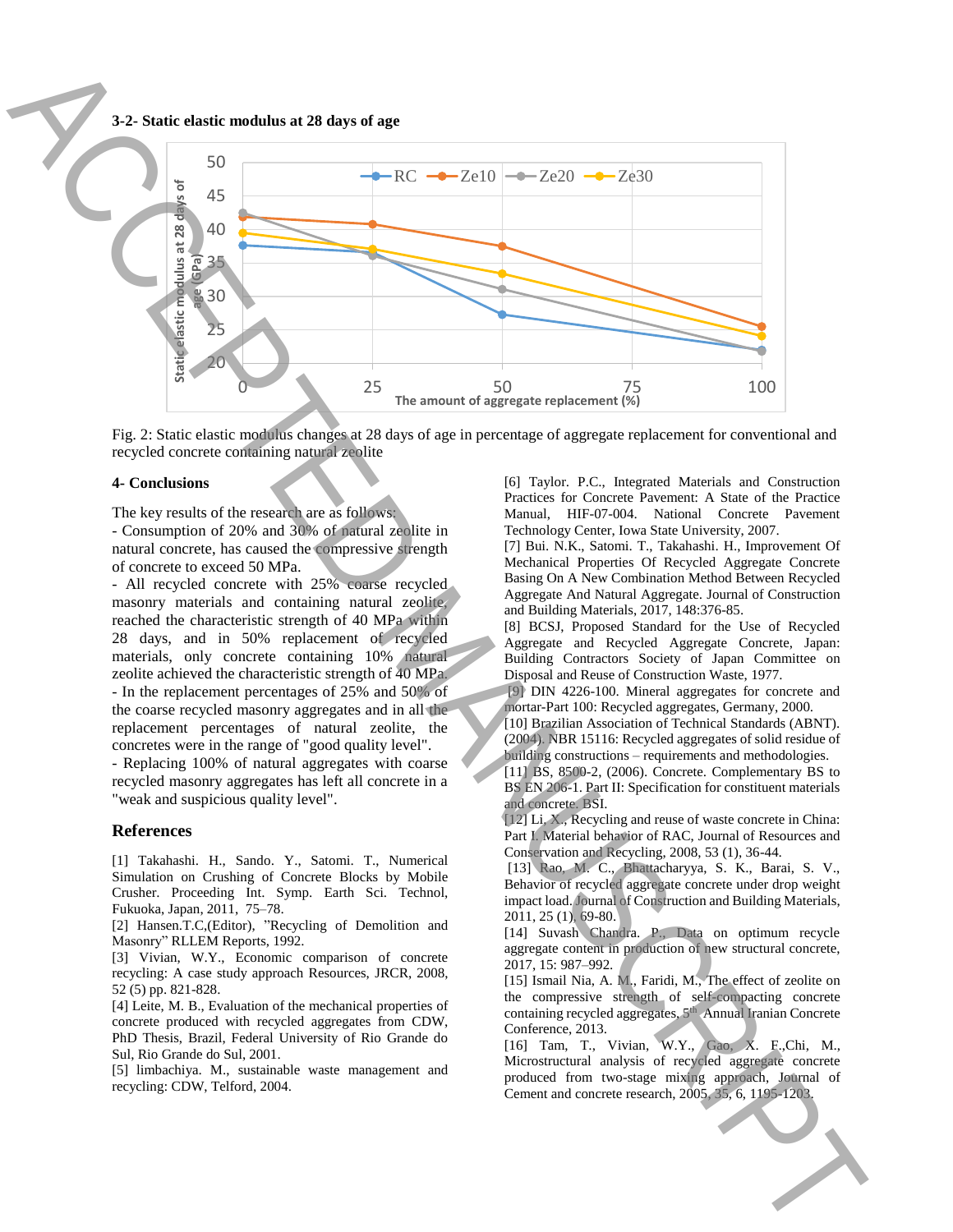### 3-2- Static elastic modulus at 28 days of age

RC Ze10 Ze20 Ze30

Static elastic modulus at 28 days of age (GPa)

50
45
40
35
30
25
20

0 25 50 75 100

The amount of aggregate replacement (%)

Fig. 2: Static elastic modulus changes at 28 days of age in percentage of aggregate replacement for conventional and recycled concrete containing natural zeolite

### 4- Conclusions

The key results of the research are as follows:

- Consumption of 20% and 30% of natural zeolite in natural concrete, has caused the compressive strength of concrete to exceed 50 MPa.
- All recycled concrete with 25% coarse recycled masonry materials and containing natural zeolite, reached the characteristic strength of 40 MPa within 28 days, and in 50% replacement of recycled materials, only concrete containing 10% natural zeolite achieved the characteristic strength of 40 MPa.
- In the replacement percentages of 25% and 50% of the coarse recycled masonry aggregates and in all the replacement percentages of natural zeolite, the concretes were in the range of "good quality level".
- Replacing 100% of natural aggregates with coarse recycled masonry aggregates has left all concrete in a "weak and suspicious quality level".

## References

[1] Takahashi. H., Sando. Y., Satomi. T., Numerical Simulation on Crushing of Concrete Blocks by Mobile Crusher. Proceeding Int. Symp. Earth Sci. Technol, Fukuoka, Japan, 2011, 75–78.

[2] Hansen.T.C,(Editor), "Recycling of Demolition and Masonry" RLLEM Reports, 1992.

[3] Vivian, W.Y., Economic comparison of concrete recycling: A case study approach Resources, JRCR, 2008, 52 (5) pp. 821-828.

[4] Leite, M. B., Evaluation of the mechanical properties of concrete produced with recycled aggregates from CDW, PhD Thesis, Brazil, Federal University of Rio Grande do Sul, Rio Grande do Sul, 2001.

[5] limbachiya. M., sustainable waste management and recycling: CDW, Telford, 2004.

[6] Taylor. P.C., Integrated Materials and Construction Practices for Concrete Pavement: A State of the Practice Manual, HIF-07-004. National Concrete Pavement Technology Center, Iowa State University, 2007.

[7] Bui. N.K., Satomi. T., Takahashi. H., Improvement Of Mechanical Properties Of Recycled Aggregate Concrete Basing On A New Combination Method Between Recycled Aggregate And Natural Aggregate. Journal of Construction and Building Materials, 2017, 148:376-85.

[8] BCSJ, Proposed Standard for the Use of Recycled Aggregate and Recycled Aggregate Concrete, Japan: Building Contractors Society of Japan Committee on Disposal and Reuse of Construction Waste, 1977.

[9] DIN 4226-100. Mineral aggregates for concrete and mortar-Part 100: Recycled aggregates, Germany, 2000.

[10] Brazilian Association of Technical Standards (ABNT). (2004). NBR 15116: Recycled aggregates of solid residue of building constructions – requirements and methodologies.

[11] BS, 8500-2, (2006). Concrete. Complementary BS to BS EN 206-1. Part II: Specification for constituent materials and concrete. BSI.

[12] Li, X., Recycling and reuse of waste concrete in China: Part I. Material behavior of RAC, Journal of Resources and Conservation and Recycling, 2008, 53 (1), 36-44.

[13] Rao, M. C., Bhattacharyya, S. K., Barai, S. V., Behavior of recycled aggregate concrete under drop weight impact load. Journal of Construction and Building Materials, 2011, 25 (1), 69-80.

[14] Suvash Chandra. P., Data on optimum recycle aggregate content in production of new structural concrete, 2017, 15: 987–992.

[15] Ismail Nia, A. M., Faridi, M., The effect of zeolite on the compressive strength of self-compacting concrete containing recycled aggregates, 5th Annual Iranian Concrete Conference, 2013.

[16] Tam, T., Vivian, W.Y., Gao, X. F.,Chi, M., Microstructural analysis of recycled aggregate concrete produced from two-stage mixing approach, Journal of Cement and concrete research, 2005, 35, 6, 1195-1203.